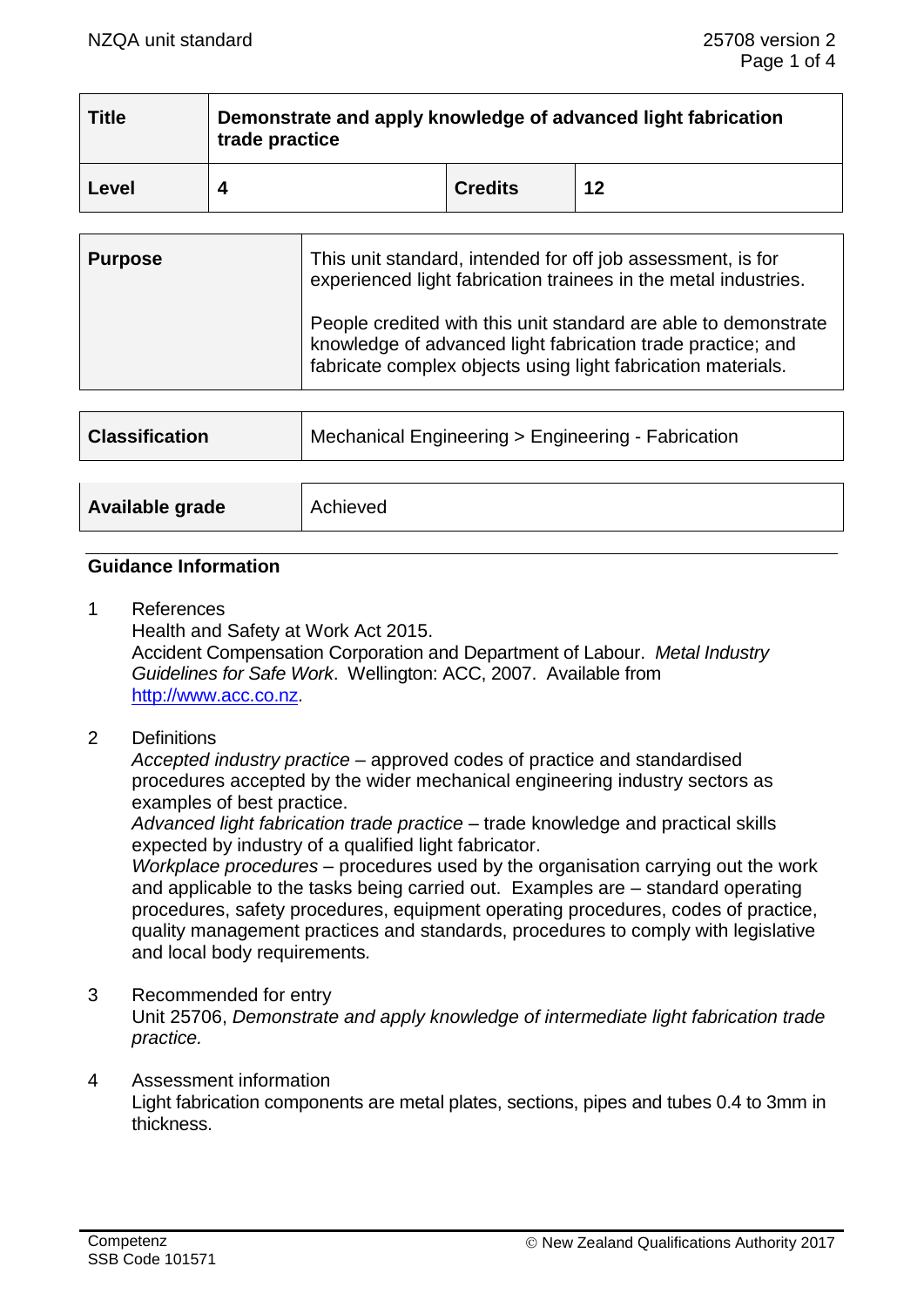| Title | Demonstrate and apply knowledge of advanced light fabrication trade practice | | |
|---|---|---|---|
| **Level** | **4** | **Credits** | **12** |

| **Purpose** | This unit standard, intended for off job assessment, is for experienced light fabrication trainees in the metal industries.<br><br>People credited with this unit standard are able to demonstrate knowledge of advanced light fabrication trade practice; and fabricate complex objects using light fabrication materials. |
|---|---|

| **Classification** | Mechanical Engineering > Engineering - Fabrication |
|---|---|

| **Available grade** | Achieved |
|---|---|

## Guidance Information

1 References
Health and Safety at Work Act 2015.
Accident Compensation Corporation and Department of Labour. *Metal Industry Guidelines for Safe Work*. Wellington: ACC, 2007. Available from http://www.acc.co.nz.

2 Definitions
*Accepted industry practice* – approved codes of practice and standardised procedures accepted by the wider mechanical engineering industry sectors as examples of best practice.
*Advanced light fabrication trade practice* – trade knowledge and practical skills expected by industry of a qualified light fabricator.
*Workplace procedures* – procedures used by the organisation carrying out the work and applicable to the tasks being carried out. Examples are – standard operating procedures, safety procedures, equipment operating procedures, codes of practice, quality management practices and standards, procedures to comply with legislative and local body requirements.

3 Recommended for entry
Unit 25706, *Demonstrate and apply knowledge of intermediate light fabrication trade practice.*

4 Assessment information
Light fabrication components are metal plates, sections, pipes and tubes 0.4 to 3mm in thickness.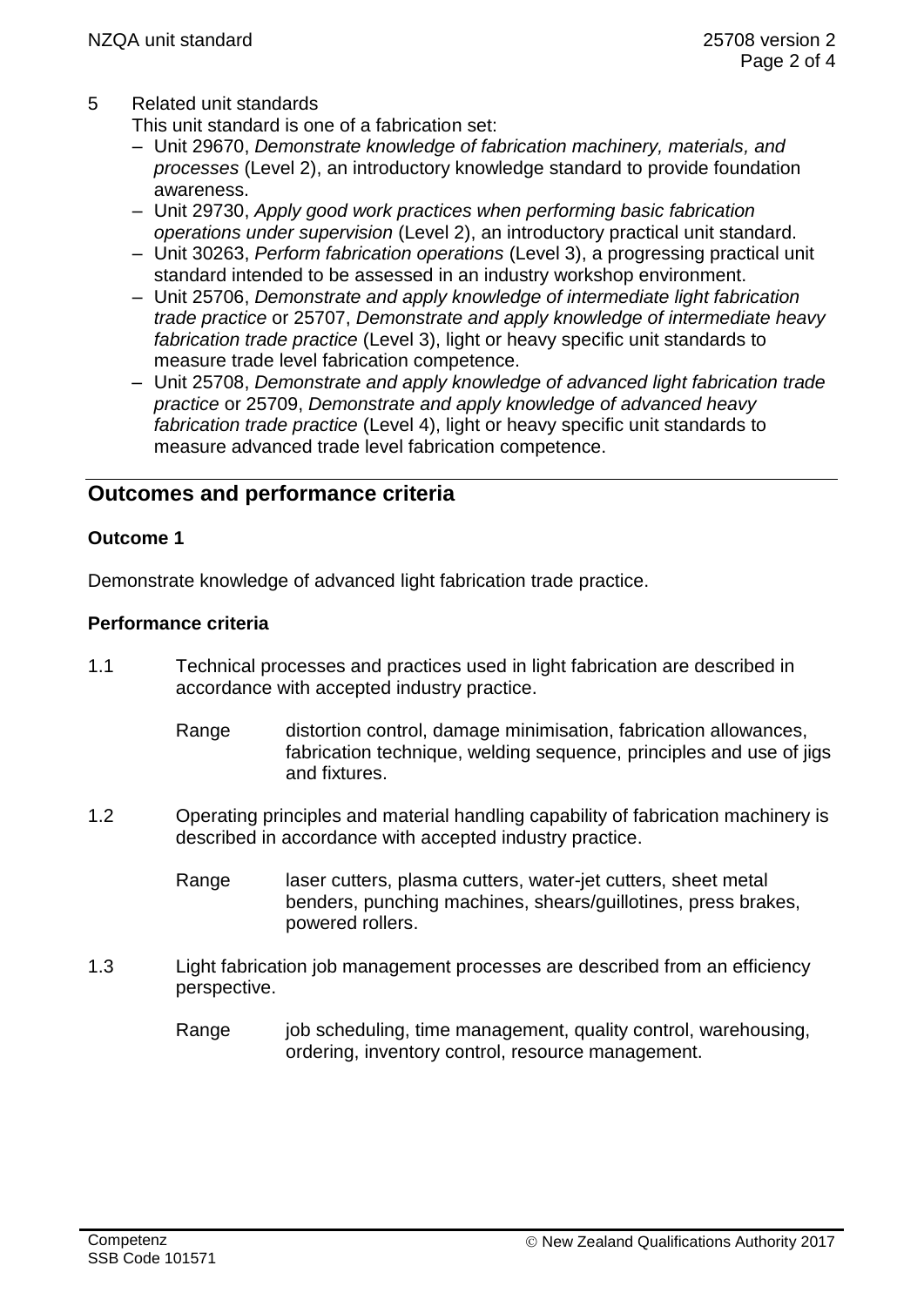5 Related unit standards

This unit standard is one of a fabrication set:

- Unit 29670, *Demonstrate knowledge of fabrication machinery, materials, and processes* (Level 2), an introductory knowledge standard to provide foundation awareness.
- Unit 29730, *Apply good work practices when performing basic fabrication operations under supervision* (Level 2), an introductory practical unit standard.
- Unit 30263, *Perform fabrication operations* (Level 3), a progressing practical unit standard intended to be assessed in an industry workshop environment.
- Unit 25706, *Demonstrate and apply knowledge of intermediate light fabrication trade practice* or 25707, *Demonstrate and apply knowledge of intermediate heavy fabrication trade practice* (Level 3), light or heavy specific unit standards to measure trade level fabrication competence.
- Unit 25708, *Demonstrate and apply knowledge of advanced light fabrication trade practice* or 25709, *Demonstrate and apply knowledge of advanced heavy fabrication trade practice* (Level 4), light or heavy specific unit standards to measure advanced trade level fabrication competence.

## Outcomes and performance criteria

### Outcome 1

Demonstrate knowledge of advanced light fabrication trade practice.

### Performance criteria

1.1 Technical processes and practices used in light fabrication are described in accordance with accepted industry practice.

Range distortion control, damage minimisation, fabrication allowances, fabrication technique, welding sequence, principles and use of jigs and fixtures.

1.2 Operating principles and material handling capability of fabrication machinery is described in accordance with accepted industry practice.

Range laser cutters, plasma cutters, water-jet cutters, sheet metal benders, punching machines, shears/guillotines, press brakes, powered rollers.

1.3 Light fabrication job management processes are described from an efficiency perspective.

Range job scheduling, time management, quality control, warehousing, ordering, inventory control, resource management.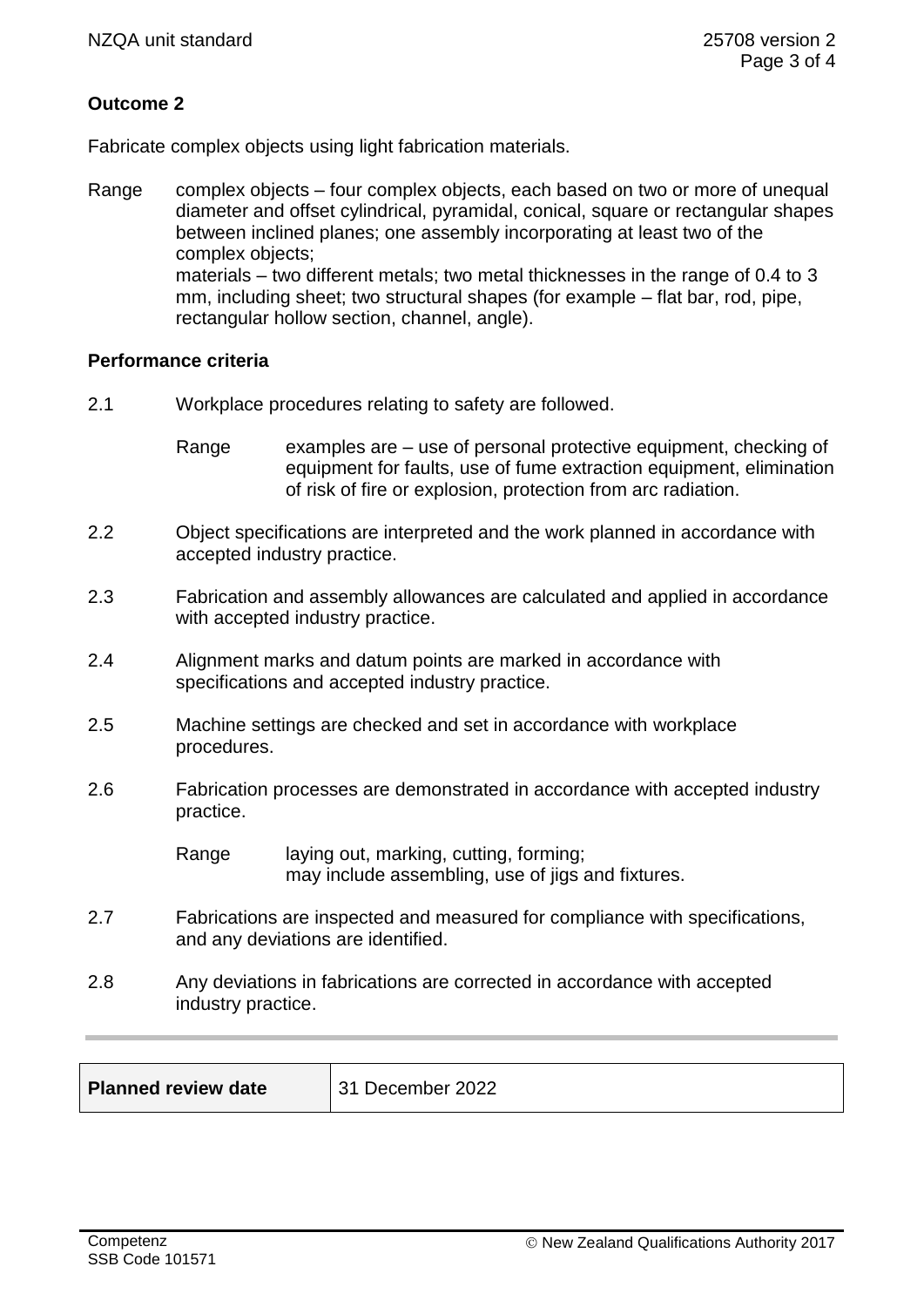**Outcome 2**

Fabricate complex objects using light fabrication materials.

Range complex objects – four complex objects, each based on two or more of unequal diameter and offset cylindrical, pyramidal, conical, square or rectangular shapes between inclined planes; one assembly incorporating at least two of the complex objects;
materials – two different metals; two metal thicknesses in the range of 0.4 to 3 mm, including sheet; two structural shapes (for example – flat bar, rod, pipe, rectangular hollow section, channel, angle).

**Performance criteria**

2.1 Workplace procedures relating to safety are followed.

Range examples are – use of personal protective equipment, checking of equipment for faults, use of fume extraction equipment, elimination of risk of fire or explosion, protection from arc radiation.

2.2 Object specifications are interpreted and the work planned in accordance with accepted industry practice.

2.3 Fabrication and assembly allowances are calculated and applied in accordance with accepted industry practice.

2.4 Alignment marks and datum points are marked in accordance with specifications and accepted industry practice.

2.5 Machine settings are checked and set in accordance with workplace procedures.

2.6 Fabrication processes are demonstrated in accordance with accepted industry practice.

Range laying out, marking, cutting, forming;
may include assembling, use of jigs and fixtures.

2.7 Fabrications are inspected and measured for compliance with specifications, and any deviations are identified.

2.8 Any deviations in fabrications are corrected in accordance with accepted industry practice.

| **Planned review date** | 31 December 2022 |
|---|---|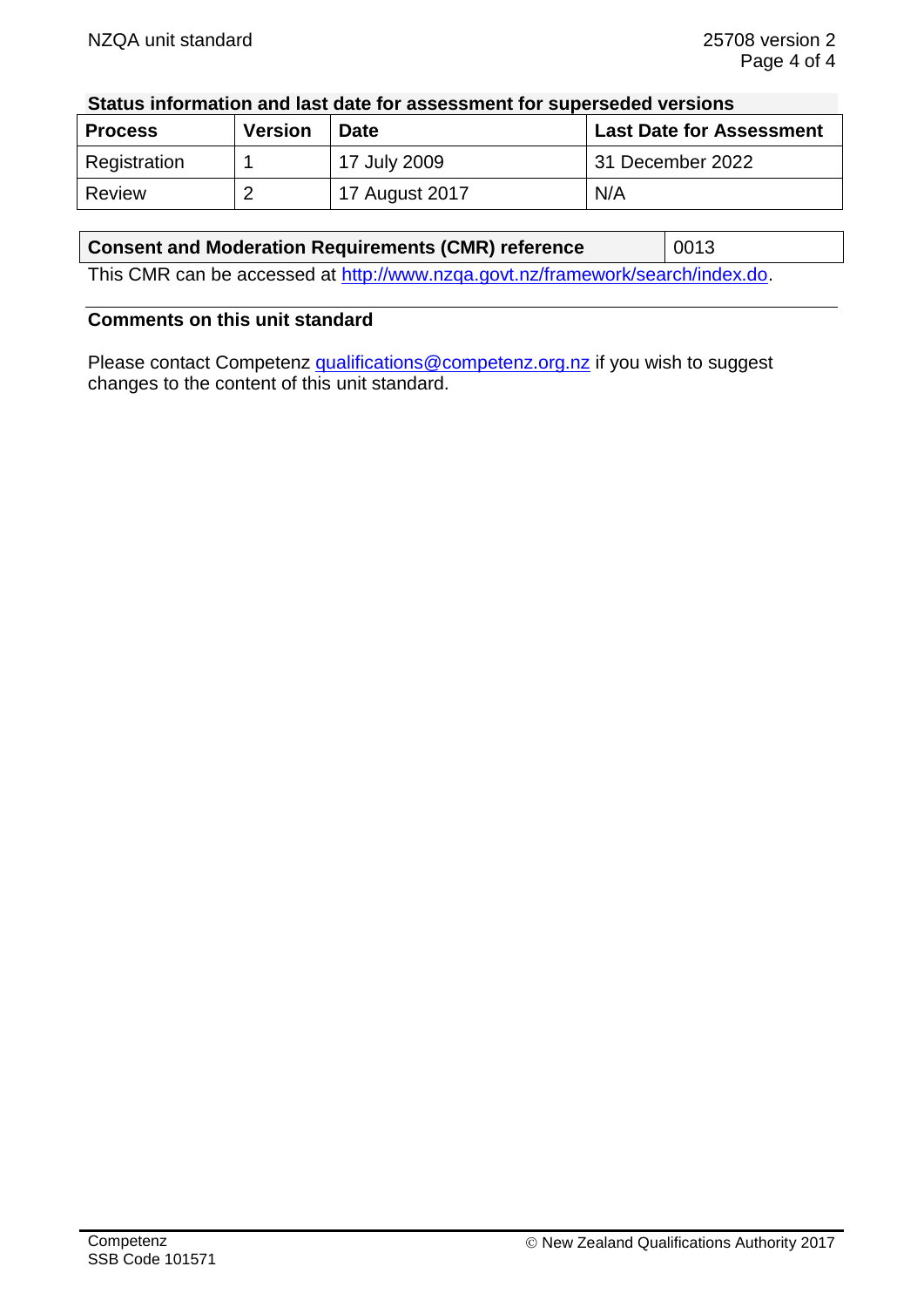**Status information and last date for assessment for superseded versions**

| Process | Version | Date | Last Date for Assessment |
|---|---|---|---|
| Registration | 1 | 17 July 2009 | 31 December 2022 |
| Review | 2 | 17 August 2017 | N/A |

| Consent and Moderation Requirements (CMR) reference | 0013 |
|---|---|

This CMR can be accessed at http://www.nzqa.govt.nz/framework/search/index.do.

**Comments on this unit standard**

Please contact Competenz qualifications@competenz.org.nz if you wish to suggest changes to the content of this unit standard.